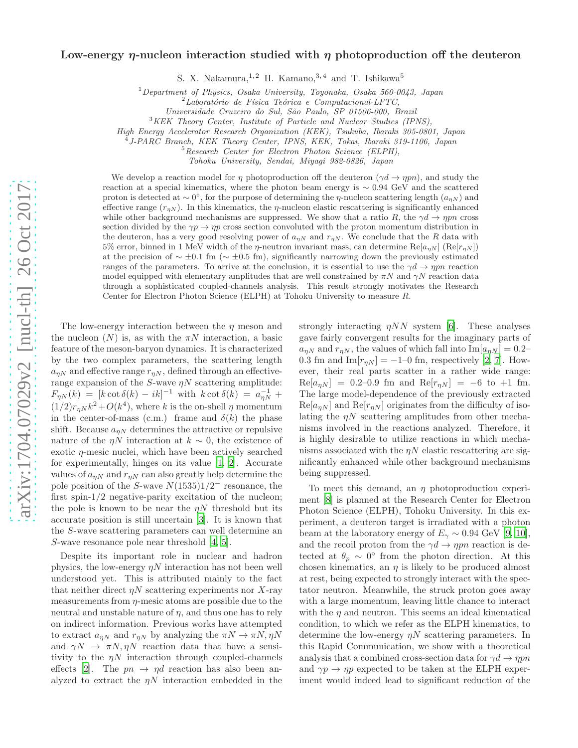# Low-energy $\eta$-nucleon interaction studied with $\eta$ photoproduction off the deuteron

S. X. Nakamura,[1,2] H. Kamano,[3,4] and T. Ishikawa[5]

[1] *Department of Physics, Osaka University, Toyonaka, Osaka 560-0043, Japan*
[2] *Laboratório de Física Teórica e Computacional-LFTC, Universidade Cruzeiro do Sul, São Paulo, SP 01506-000, Brazil*
[3] *KEK Theory Center, Institute of Particle and Nuclear Studies (IPNS), High Energy Accelerator Research Organization (KEK), Tsukuba, Ibaraki 305-0801, Japan*
[4] *J-PARC Branch, KEK Theory Center, IPNS, KEK, Tokai, Ibaraki 319-1106, Japan*
[5] *Research Center for Electron Photon Science (ELPH), Tohoku University, Sendai, Miyagi 982-0826, Japan*

We develop a reaction model for $\eta$ photoproduction off the deuteron ($\gamma d \to \eta pn$), and study the reaction at a special kinematics, where the photon beam energy is $\sim 0.94$ GeV and the scattered proton is detected at $\sim 0^\circ$, for the purpose of determining the $\eta$-nucleon scattering length ($a_{\eta N}$) and effective range ($r_{\eta N}$). In this kinematics, the $\eta$-nucleon elastic rescattering is significantly enhanced while other background mechanisms are suppressed. We show that a ratio $R$, the $\gamma d \to \eta pn$ cross section divided by the $\gamma p \to \eta p$ cross section convoluted with the proton momentum distribution in the deuteron, has a very good resolving power of $a_{\eta N}$ and $r_{\eta N}$. We conclude that the $R$ data with 5% error, binned in 1 MeV width of the $\eta$-neutron invariant mass, can determine Re[$a_{\eta N}$] (Re[$r_{\eta N}$]) at the precision of $\sim \pm 0.1$ fm ($\sim \pm 0.5$ fm), significantly narrowing down the previously estimated ranges of the parameters. To arrive at the conclusion, it is essential to use the $\gamma d \to \eta pn$ reaction model equipped with elementary amplitudes that are well constrained by $\pi N$ and $\gamma N$ reaction data through a sophisticated coupled-channels analysis. This result strongly motivates the Research Center for Electron Photon Science (ELPH) at Tohoku University to measure $R$.

The low-energy interaction between the $\eta$ meson and the nucleon ($N$) is, as with the $\pi N$ interaction, a basic feature of the meson-baryon dynamics. It is characterized by the two complex parameters, the scattering length $a_{\eta N}$ and effective range $r_{\eta N}$, defined through an effective-range expansion of the $S$-wave $\eta N$ scattering amplitude: $F_{\eta N}(k) = [k\cot\delta(k) - ik]^{-1}$ with $k\cot\delta(k) = a_{\eta N}^{-1} + (1/2)r_{\eta N}k^2 + O(k^4)$, where $k$ is the on-shell $\eta$ momentum in the center-of-mass (c.m.) frame and $\delta(k)$ the phase shift. Because $a_{\eta N}$ determines the attractive or repulsive nature of the $\eta N$ interaction at $k \sim 0$, the existence of exotic $\eta$-mesic nuclei, which have been actively searched for experimentally, hinges on its value [1, 2]. Accurate values of $a_{\eta N}$ and $r_{\eta N}$ can also greatly help determine the pole position of the $S$-wave $N(1535)1/2^-$ resonance, the first spin-1/2 negative-parity excitation of the nucleon; the pole is known to be near the $\eta N$ threshold but its accurate position is still uncertain [3]. It is known that the $S$-wave scattering parameters can well determine an $S$-wave resonance pole near threshold [4, 5].

Despite its important role in nuclear and hadron physics, the low-energy $\eta N$ interaction has not been well understood yet. This is attributed mainly to the fact that neither direct $\eta N$ scattering experiments nor $X$-ray measurements from $\eta$-mesic atoms are possible due to the neutral and unstable nature of $\eta$, and thus one has to rely on indirect information. Previous works have attempted to extract $a_{\eta N}$ and $r_{\eta N}$ by analyzing the $\pi N \to \pi N, \eta N$ and $\gamma N \to \pi N, \eta N$ reaction data that have a sensitivity to the $\eta N$ interaction through coupled-channels effects [2]. The $pn \to \eta d$ reaction has also been analyzed to extract the $\eta N$ interaction embedded in the strongly interacting $\eta NN$ system [6]. These analyses gave fairly convergent results for the imaginary parts of $a_{\eta N}$ and $r_{\eta N}$, the values of which fall into Im[$a_{\eta N}$] = 0.2–0.3 fm and Im[$r_{\eta N}$] = −1–0 fm, respectively [2, 7]. However, their real parts scatter in a rather wide range: Re[$a_{\eta N}$] = 0.2–0.9 fm and Re[$r_{\eta N}$] = −6 to +1 fm. The large model-dependence of the previously extracted Re[$a_{\eta N}$] and Re[$r_{\eta N}$] originates from the difficulty of isolating the $\eta N$ scattering amplitudes from other mechanisms involved in the reactions analyzed. Therefore, it is highly desirable to utilize reactions in which mechanisms associated with the $\eta N$ elastic rescattering are significantly enhanced while other background mechanisms being suppressed.

To meet this demand, an $\eta$ photoproduction experiment [8] is planned at the Research Center for Electron Photon Science (ELPH), Tohoku University. In this experiment, a deuteron target is irradiated with a photon beam at the laboratory energy of $E_\gamma \sim 0.94$ GeV [9, 10], and the recoil proton from the $\gamma d \to \eta pn$ reaction is detected at $\theta_p \sim 0^\circ$ from the photon direction. At this chosen kinematics, an $\eta$ is likely to be produced almost at rest, being expected to strongly interact with the spectator neutron. Meanwhile, the struck proton goes away with a large momentum, leaving little chance to interact with the $\eta$ and neutron. This seems an ideal kinematical condition, to which we refer as the ELPH kinematics, to determine the low-energy $\eta N$ scattering parameters. In this Rapid Communication, we show with a theoretical analysis that a combined cross-section data for $\gamma d \to \eta pn$ and $\gamma p \to \eta p$ expected to be taken at the ELPH experiment would indeed lead to significant reduction of the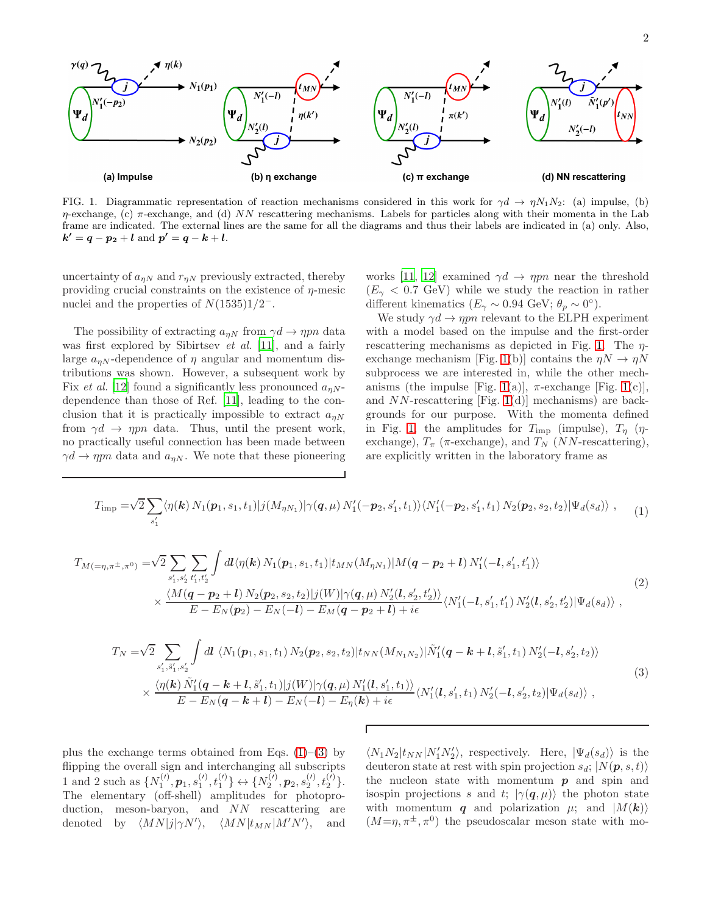(a) Impulse

(b) η exchange

(c) π exchange

(d) NN rescattering

FIG. 1. Diagrammatic representation of reaction mechanisms considered in this work for $\gamma d \to \eta N_1 N_2$: (a) impulse, (b) $\eta$-exchange, (c) $\pi$-exchange, and (d) $NN$ rescattering mechanisms. Labels for particles along with their momenta in the Lab frame are indicated. The external lines are the same for all the diagrams and thus their labels are indicated in (a) only. Also, $\boldsymbol{k}' = \boldsymbol{q} - \boldsymbol{p_2} + \boldsymbol{l}$ and $\boldsymbol{p}' = \boldsymbol{q} - \boldsymbol{k} + \boldsymbol{l}$.

uncertainty of $a_{\eta N}$ and $r_{\eta N}$ previously extracted, thereby providing crucial constraints on the existence of $\eta$-mesic nuclei and the properties of $N(1535)1/2^-$.

The possibility of extracting $a_{\eta N}$ from $\gamma d \to \eta pn$ data was first explored by Sibirtsev *et al.* [11], and a fairly large $a_{\eta N}$-dependence of $\eta$ angular and momentum distributions was shown. However, a subsequent work by Fix *et al.* [12] found a significantly less pronounced $a_{\eta N}$-dependence than those of Ref. [11], leading to the conclusion that it is practically impossible to extract $a_{\eta N}$ from $\gamma d \to \eta pn$ data. Thus, until the present work, no practically useful connection has been made between $\gamma d \to \eta pn$ data and $a_{\eta N}$. We note that these pioneering works [11, 12] examined $\gamma d \to \eta pn$ near the threshold ($E_\gamma < 0.7$ GeV) while we study the reaction in rather different kinematics ($E_\gamma \sim 0.94$ GeV; $\theta_p \sim 0°$).

We study $\gamma d \to \eta pn$ relevant to the ELPH experiment with a model based on the impulse and the first-order rescattering mechanisms as depicted in Fig. 1. The $\eta$-exchange mechanism [Fig. 1(b)] contains the $\eta N \to \eta N$ subprocess we are interested in, while the other mechanisms (the impulse [Fig. 1(a)], $\pi$-exchange [Fig. 1(c)], and $NN$-rescattering [Fig. 1(d)] mechanisms) are backgrounds for our purpose. With the momenta defined in Fig. 1, the amplitudes for $T_{\rm imp}$ (impulse), $T_\eta$ ($\eta$-exchange), $T_\pi$ ($\pi$-exchange), and $T_N$ ($NN$-rescattering), are explicitly written in the laboratory frame as

$$T_{\rm imp} = \sqrt{2}\sum_{s_1'} \langle \eta(\boldsymbol{k})\, N_1(\boldsymbol{p}_1, s_1, t_1)| j(M_{\eta N_1})|\gamma(\boldsymbol{q},\mu)\, N_1'(-\boldsymbol{p}_2, s_1', t_1)\rangle \langle N_1'(-\boldsymbol{p}_2, s_1', t_1)\, N_2(\boldsymbol{p}_2, s_2, t_2)|\Psi_d(s_d)\rangle \;, \tag{1}$$

$$\begin{aligned}T_{M(=\eta,\pi^\pm,\pi^0)} =& \sqrt{2}\sum_{s_1',s_2'}\sum_{t_1',t_2'}\int d\boldsymbol{l} \langle \eta(\boldsymbol{k})\, N_1(\boldsymbol{p}_1, s_1, t_1)|t_{MN}(M_{\eta N_1})|M(\boldsymbol{q}-\boldsymbol{p}_2+\boldsymbol{l})\, N_1'(-\boldsymbol{l}, s_1', t_1')\rangle \\ &\times \frac{\langle M(\boldsymbol{q}-\boldsymbol{p}_2+\boldsymbol{l})\, N_2(\boldsymbol{p}_2, s_2, t_2)|j(W)|\gamma(\boldsymbol{q},\mu)\, N_2'(\boldsymbol{l}, s_2', t_2')\rangle}{E - E_N(\boldsymbol{p}_2) - E_N(-\boldsymbol{l}) - E_M(\boldsymbol{q}-\boldsymbol{p}_2+\boldsymbol{l}) + i\epsilon}\langle N_1'(-\boldsymbol{l}, s_1', t_1')\, N_2'(\boldsymbol{l}, s_2', t_2')|\Psi_d(s_d)\rangle \;,\end{aligned} \tag{2}$$

$$\begin{aligned}T_N =& \sqrt{2}\sum_{s_1',\tilde{s}_1',s_2'}\int d\boldsymbol{l}\; \langle N_1(\boldsymbol{p}_1, s_1, t_1)\, N_2(\boldsymbol{p}_2, s_2, t_2)|t_{NN}(M_{N_1N_2})|\tilde{N}_1'(\boldsymbol{q}-\boldsymbol{k}+\boldsymbol{l}, \tilde{s}_1', t_1)\, N_2'(-\boldsymbol{l}, s_2', t_2)\rangle \\ &\times \frac{\langle \eta(\boldsymbol{k})\, \tilde{N}_1'(\boldsymbol{q}-\boldsymbol{k}+\boldsymbol{l}, \tilde{s}_1', t_1)|j(W)|\gamma(\boldsymbol{q},\mu)\, N_1'(\boldsymbol{l}, s_1', t_1)\rangle}{E - E_N(\boldsymbol{q}-\boldsymbol{k}+\boldsymbol{l}) - E_N(-\boldsymbol{l}) - E_\eta(\boldsymbol{k}) + i\epsilon}\langle N_1'(\boldsymbol{l}, s_1', t_1)\, N_2'(-\boldsymbol{l}, s_2', t_2)|\Psi_d(s_d)\rangle \;,\end{aligned} \tag{3}$$

plus the exchange terms obtained from Eqs. (1)–(3) by flipping the overall sign and interchanging all subscripts 1 and 2 such as $\{N_1^{(\prime)}, \boldsymbol{p}_1, s_1^{(\prime)}, t_1^{(\prime)}\} \leftrightarrow \{N_2^{(\prime)}, \boldsymbol{p}_2, s_2^{(\prime)}, t_2^{(\prime)}\}$. The elementary (off-shell) amplitudes for photoproduction, meson-baryon, and $NN$ rescattering are denoted by $\langle MN|j|\gamma N'\rangle$, $\langle MN|t_{MN}|M'N'\rangle$, and $\langle N_1N_2|t_{NN}|N_1'N_2'\rangle$, respectively. Here, $|\Psi_d(s_d)\rangle$ is the deuteron state at rest with spin projection $s_d$; $|N(\boldsymbol{p}, s, t)\rangle$ the nucleon state with momentum $\boldsymbol{p}$ and spin and isospin projections $s$ and $t$; $|\gamma(\boldsymbol{q},\mu)\rangle$ the photon state with momentum $\boldsymbol{q}$ and polarization $\mu$; and $|M(\boldsymbol{k})\rangle$ ($M$=$\eta, \pi^\pm, \pi^0$) the pseudoscalar meson state with mo-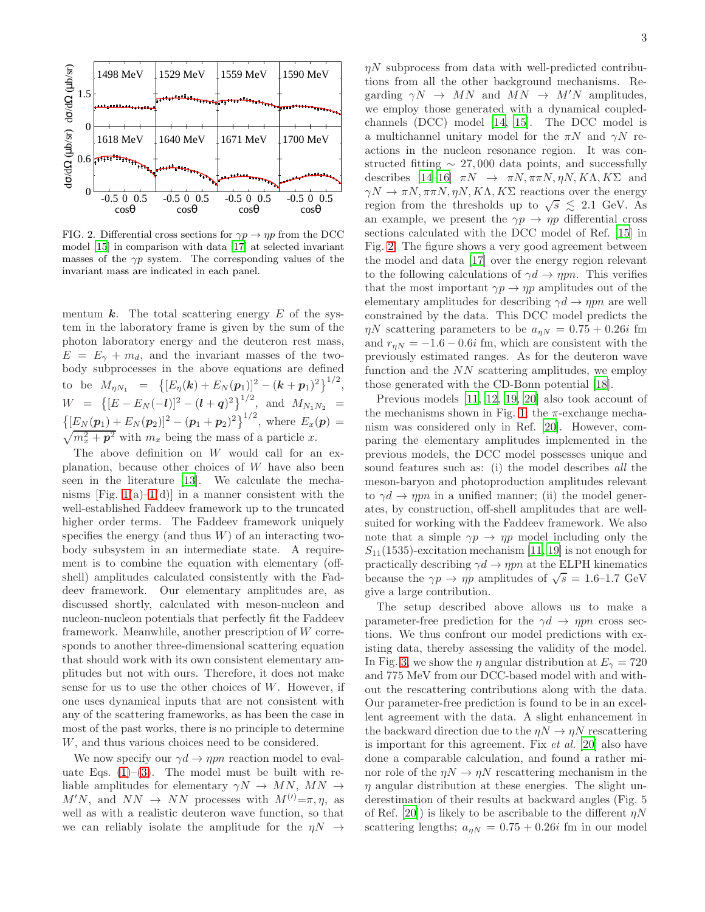1498 MeV
1529 MeV
1559 MeV
1590 MeV
1618 MeV
1640 MeV
1671 MeV
1700 MeV
dσ/dΩ (μb/sr)
1.5
0
0.6
0
-0.5 0 0.5
cosθ

FIG. 2. Differential cross sections for $\gamma p \to \eta p$ from the DCC model [15] in comparison with data [17] at selected invariant masses of the $\gamma p$ system. The corresponding values of the invariant mass are indicated in each panel.

mentum $\boldsymbol{k}$. The total scattering energy $E$ of the system in the laboratory frame is given by the sum of the photon laboratory energy and the deuteron rest mass, $E = E_\gamma + m_d$, and the invariant masses of the two-body subprocesses in the above equations are defined to be $M_{\eta N_1} = \left\{[E_\eta(\boldsymbol{k}) + E_N(\boldsymbol{p}_1)]^2 - (\boldsymbol{k}+\boldsymbol{p}_1)^2\right\}^{1/2}$, $W = \left\{[E - E_N(-\boldsymbol{l})]^2 - (\boldsymbol{l}+\boldsymbol{q})^2\right\}^{1/2}$, and $M_{N_1N_2} = \left\{[E_N(\boldsymbol{p}_1) + E_N(\boldsymbol{p}_2)]^2 - (\boldsymbol{p}_1+\boldsymbol{p}_2)^2\right\}^{1/2}$, where $E_x(\boldsymbol{p}) = \sqrt{m_x^2 + \boldsymbol{p}^2}$ with $m_x$ being the mass of a particle $x$.

The above definition on $W$ would call for an explanation, because other choices of $W$ have also been seen in the literature [13]. We calculate the mechanisms [Fig. 1(a)–1(d)] in a manner consistent with the well-established Faddeev framework up to the truncated higher order terms. The Faddeev framework uniquely specifies the energy (and thus $W$) of an interacting two-body subsystem in an intermediate state. A requirement is to combine the equation with elementary (off-shell) amplitudes calculated consistently with the Faddeev framework. Our elementary amplitudes are, as discussed shortly, calculated with meson-nucleon and nucleon-nucleon potentials that perfectly fit the Faddeev framework. Meanwhile, another prescription of $W$ corresponds to another three-dimensional scattering equation that should work with its own consistent elementary amplitudes but not with ours. Therefore, it does not make sense for us to use the other choices of $W$. However, if one uses dynamical inputs that are not consistent with any of the scattering frameworks, as has been the case in most of the past works, there is no principle to determine $W$, and thus various choices need to be considered.

We now specify our $\gamma d \to \eta pn$ reaction model to evaluate Eqs. (1)–(3). The model must be built with reliable amplitudes for elementary $\gamma N \to MN$, $MN \to M'N$, and $NN \to NN$ processes with $M^{(\prime)}=\pi, \eta$, as well as with a realistic deuteron wave function, so that we can reliably isolate the amplitude for the $\eta N \to \eta N$ subprocess from data with well-predicted contributions from all the other background mechanisms. Regarding $\gamma N \to MN$ and $MN \to M'N$ amplitudes, we employ those generated with a dynamical coupled-channels (DCC) model [14, 15]. The DCC model is a multichannel unitary model for the $\pi N$ and $\gamma N$ reactions in the nucleon resonance region. It was constructed fitting $\sim 27,000$ data points, and successfully describes [14–16] $\pi N \to \pi N, \pi\pi N, \eta N, K\Lambda, K\Sigma$ and $\gamma N \to \pi N, \pi\pi N, \eta N, K\Lambda, K\Sigma$ reactions over the energy region from the thresholds up to $\sqrt{s} \lesssim 2.1$ GeV. As an example, we present the $\gamma p \to \eta p$ differential cross sections calculated with the DCC model of Ref. [15] in Fig. 2. The figure shows a very good agreement between the model and data [17] over the energy region relevant to the following calculations of $\gamma d \to \eta pn$. This verifies that the most important $\gamma p \to \eta p$ amplitudes out of the elementary amplitudes for describing $\gamma d \to \eta pn$ are well constrained by the data. This DCC model predicts the $\eta N$ scattering parameters to be $a_{\eta N} = 0.75 + 0.26i$ fm and $r_{\eta N} = -1.6 - 0.6i$ fm, which are consistent with the previously estimated ranges. As for the deuteron wave function and the $NN$ scattering amplitudes, we employ those generated with the CD-Bonn potential [18].

Previous models [11, 12, 19, 20] also took account of the mechanisms shown in Fig. 1; the $\pi$-exchange mechanism was considered only in Ref. [20]. However, comparing the elementary amplitudes implemented in the previous models, the DCC model possesses unique and sound features such as: (i) the model describes *all* the meson-baryon and photoproduction amplitudes relevant to $\gamma d \to \eta pn$ in a unified manner; (ii) the model generates, by construction, off-shell amplitudes that are well-suited for working with the Faddeev framework. We also note that a simple $\gamma p \to \eta p$ model including only the $S_{11}(1535)$-excitation mechanism [11, 19] is not enough for practically describing $\gamma d \to \eta pn$ at the ELPH kinematics because the $\gamma p \to \eta p$ amplitudes of $\sqrt{s} = 1.6$–$1.7$ GeV give a large contribution.

The setup described above allows us to make a parameter-free prediction for the $\gamma d \to \eta pn$ cross sections. We thus confront our model predictions with existing data, thereby assessing the validity of the model. In Fig. 3, we show the $\eta$ angular distribution at $E_\gamma = 720$ and 775 MeV from our DCC-based model with and without the rescattering contributions along with the data. Our parameter-free prediction is found to be in an excellent agreement with the data. A slight enhancement in the backward direction due to the $\eta N \to \eta N$ rescattering is important for this agreement. Fix *et al.* [20] also have done a comparable calculation, and found a rather minor role of the $\eta N \to \eta N$ rescattering mechanism in the $\eta$ angular distribution at these energies. The slight underestimation of their results at backward angles (Fig. 5 of Ref. [20]) is likely to be ascribable to the different $\eta N$ scattering lengths; $a_{\eta N} = 0.75 + 0.26i$ fm in our model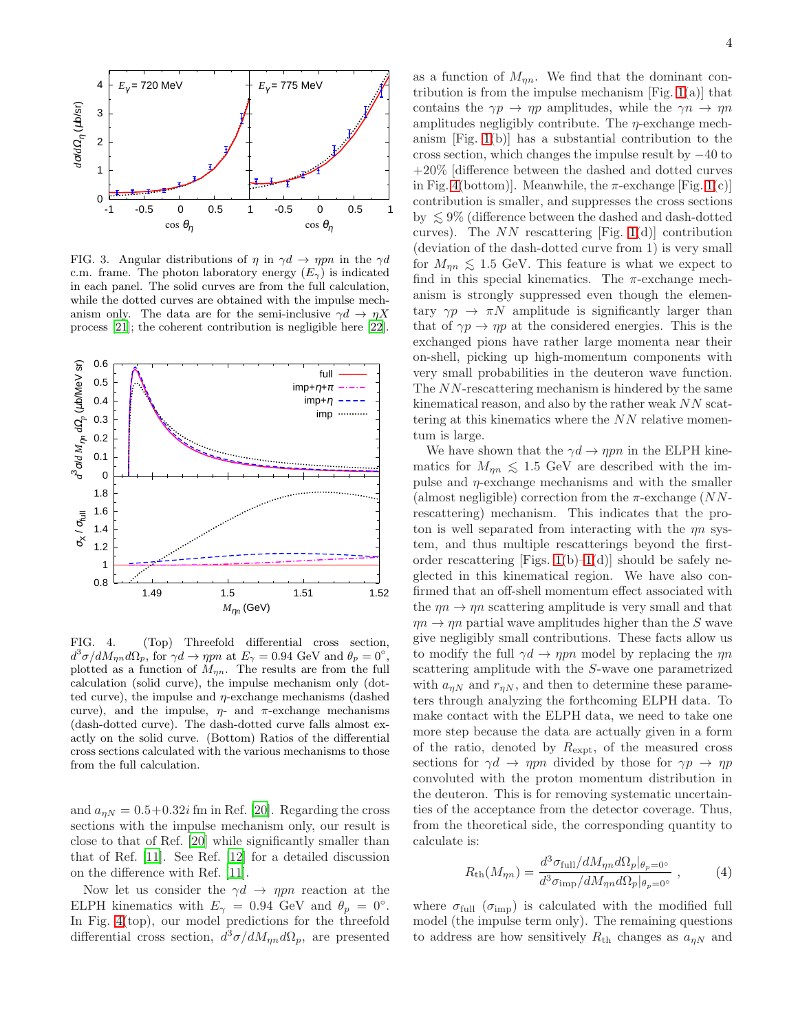$E_\gamma$= 720 MeV

$E_\gamma$= 775 MeV

$d\sigma/d\Omega_\eta$ ($\mu$b/sr)

cos $\theta_\eta$

FIG. 3. Angular distributions of $\eta$ in $\gamma d \to \eta pn$ in the $\gamma d$ c.m. frame. The photon laboratory energy ($E_\gamma$) is indicated in each panel. The solid curves are from the full calculation, while the dotted curves are obtained with the impulse mechanism only. The data are for the semi-inclusive $\gamma d \to \eta X$ process [21]; the coherent contribution is negligible here [22].

full

imp+$\eta$+$\pi$

imp+$\eta$

imp

$d^3\sigma/d M_{\eta n}\, d\Omega_p$ ($\mu$b/MeV sr)

$\sigma_X / \sigma_{\rm full}$

$M_{\eta n}$ (GeV)

FIG. 4. (Top) Threefold differential cross section, $d^3\sigma/dM_{\eta n}d\Omega_p$, for $\gamma d \to \eta pn$ at $E_\gamma = 0.94$ GeV and $\theta_p = 0^\circ$, plotted as a function of $M_{\eta n}$. The results are from the full calculation (solid curve), the impulse mechanism only (dotted curve), the impulse and $\eta$-exchange mechanisms (dashed curve), and the impulse, $\eta$- and $\pi$-exchange mechanisms (dash-dotted curve). The dash-dotted curve falls almost exactly on the solid curve. (Bottom) Ratios of the differential cross sections calculated with the various mechanisms to those from the full calculation.

and $a_{\eta N} = 0.5+0.32i$ fm in Ref. [20]. Regarding the cross sections with the impulse mechanism only, our result is close to that of Ref. [20] while significantly smaller than that of Ref. [11]. See Ref. [12] for a detailed discussion on the difference with Ref. [11].

Now let us consider the $\gamma d \to \eta pn$ reaction at the ELPH kinematics with $E_\gamma = 0.94$ GeV and $\theta_p = 0^\circ$. In Fig. 4(top), our model predictions for the threefold differential cross section, $d^3\sigma/dM_{\eta n}d\Omega_p$, are presented as a function of $M_{\eta n}$. We find that the dominant contribution is from the impulse mechanism [Fig. 1(a)] that contains the $\gamma p \to \eta p$ amplitudes, while the $\gamma n \to \eta n$ amplitudes negligibly contribute. The $\eta$-exchange mechanism [Fig. 1(b)] has a substantial contribution to the cross section, which changes the impulse result by $-40$ to $+20$% [difference between the dashed and dotted curves in Fig. 4(bottom)]. Meanwhile, the $\pi$-exchange [Fig. 1(c)] contribution is smaller, and suppresses the cross sections by $\lesssim 9$% (difference between the dashed and dash-dotted curves). The $NN$ rescattering [Fig. 1(d)] contribution (deviation of the dash-dotted curve from 1) is very small for $M_{\eta n} \lesssim 1.5$ GeV. This feature is what we expect to find in this special kinematics. The $\pi$-exchange mechanism is strongly suppressed even though the elementary $\gamma p \to \pi N$ amplitude is significantly larger than that of $\gamma p \to \eta p$ at the considered energies. This is the exchanged pions have rather large momenta near their on-shell, picking up high-momentum components with very small probabilities in the deuteron wave function. The $NN$-rescattering mechanism is hindered by the same kinematical reason, and also by the rather weak $NN$ scattering at this kinematics where the $NN$ relative momentum is large.

We have shown that the $\gamma d \to \eta pn$ in the ELPH kinematics for $M_{\eta n} \lesssim 1.5$ GeV are described with the impulse and $\eta$-exchange mechanisms and with the smaller (almost negligible) correction from the $\pi$-exchange ($NN$-rescattering) mechanism. This indicates that the proton is well separated from interacting with the $\eta n$ system, and thus multiple rescatterings beyond the first-order rescattering [Figs. 1(b)–1(d)] should be safely neglected in this kinematical region. We have also confirmed that an off-shell momentum effect associated with the $\eta n \to \eta n$ scattering amplitude is very small and that $\eta n \to \eta n$ partial wave amplitudes higher than the $S$ wave give negligibly small contributions. These facts allow us to modify the full $\gamma d \to \eta pn$ model by replacing the $\eta n$ scattering amplitude with the $S$-wave one parametrized with $a_{\eta N}$ and $r_{\eta N}$, and then to determine these parameters through analyzing the forthcoming ELPH data. To make contact with the ELPH data, we need to take one more step because the data are actually given in a form of the ratio, denoted by $R_{\rm expt}$, of the measured cross sections for $\gamma d \to \eta pn$ divided by those for $\gamma p \to \eta p$ convoluted with the proton momentum distribution in the deuteron. This is for removing systematic uncertainties of the acceptance from the detector coverage. Thus, from the theoretical side, the corresponding quantity to calculate is:

$$R_{\rm th}(M_{\eta n}) = \frac{d^3\sigma_{\rm full}/dM_{\eta n}d\Omega_p|_{\theta_p=0^\circ}}{d^3\sigma_{\rm imp}/dM_{\eta n}d\Omega_p|_{\theta_p=0^\circ}} , \qquad (4)$$

where $\sigma_{\rm full}$ ($\sigma_{\rm imp}$) is calculated with the modified full model (the impulse term only). The remaining questions to address are how sensitively $R_{\rm th}$ changes as $a_{\eta N}$ and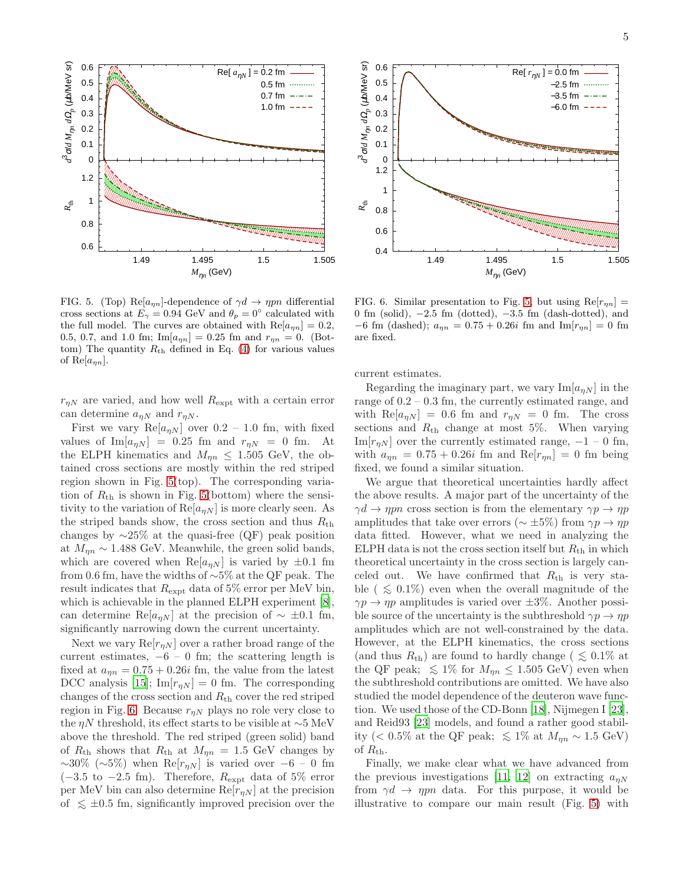Re[ $a_{\eta N}$ ] = 0.2 fm
0.5 fm
0.7 fm
1.0 fm

$d^3\sigma/d M_{\eta n}\, d\Omega_p$ ($\mu$b/MeV sr)

$R_{\rm th}$

$M_{\eta n}$ (GeV)

FIG. 5. (Top) Re[$a_{\eta n}$]-dependence of $\gamma d \to \eta pn$ differential cross sections at $E_\gamma = 0.94$ GeV and $\theta_p = 0^\circ$ calculated with the full model. The curves are obtained with Re[$a_{\eta n}$] = 0.2, 0.5, 0.7, and 1.0 fm; Im[$a_{\eta n}$] = 0.25 fm and $r_{\eta n} = 0$. (Bottom) The quantity $R_{\rm th}$ defined in Eq. (4) for various values of Re[$a_{\eta n}$].

Re[ $r_{\eta N}$ ] = 0.0 fm
−2.5 fm
−3.5 fm
−6.0 fm

$d^3\sigma/d M_{\eta n}\, d\Omega_p$ ($\mu$b/MeV sr)

$R_{\rm th}$

$M_{\eta n}$ (GeV)

FIG. 6. Similar presentation to Fig. 5, but using Re[$r_{\eta n}$] = 0 fm (solid), −2.5 fm (dotted), −3.5 fm (dash-dotted), and −6 fm (dashed); $a_{\eta n} = 0.75 + 0.26i$ fm and Im[$r_{\eta n}$] = 0 fm are fixed.

$r_{\eta N}$ are varied, and how well $R_{\rm expt}$ with a certain error can determine $a_{\eta N}$ and $r_{\eta N}$.

First we vary Re[$a_{\eta N}$] over 0.2 – 1.0 fm, with fixed values of Im[$a_{\eta N}$] = 0.25 fm and $r_{\eta N}$ = 0 fm. At the ELPH kinematics and $M_{\eta n} \leq 1.505$ GeV, the obtained cross sections are mostly within the red striped region shown in Fig. 5(top). The corresponding variation of $R_{\rm th}$ is shown in Fig. 5(bottom) where the sensitivity to the variation of Re[$a_{\eta N}$] is more clearly seen. As the striped bands show, the cross section and thus $R_{\rm th}$ changes by ∼25% at the quasi-free (QF) peak position at $M_{\eta n} \sim 1.488$ GeV. Meanwhile, the green solid bands, which are covered when Re[$a_{\eta N}$] is varied by ±0.1 fm from 0.6 fm, have the widths of ∼5% at the QF peak. The result indicates that $R_{\rm expt}$ data of 5% error per MeV bin, which is achievable in the planned ELPH experiment [8], can determine Re[$a_{\eta N}$] at the precision of ∼ ±0.1 fm, significantly narrowing down the current uncertainty.

Next we vary Re[$r_{\eta N}$] over a rather broad range of the current estimates, −6 – 0 fm; the scattering length is fixed at $a_{\eta n} = 0.75 + 0.26i$ fm, the value from the latest DCC analysis [15]; Im[$r_{\eta N}$] = 0 fm. The corresponding changes of the cross section and $R_{\rm th}$ cover the red striped region in Fig. 6. Because $r_{\eta N}$ plays no role very close to the $\eta N$ threshold, its effect starts to be visible at ∼5 MeV above the threshold. The red striped (green solid) band of $R_{\rm th}$ shows that $R_{\rm th}$ at $M_{\eta n}$ = 1.5 GeV changes by ∼30% (∼5%) when Re[$r_{\eta N}$] is varied over −6 – 0 fm (−3.5 to −2.5 fm). Therefore, $R_{\rm expt}$ data of 5% error per MeV bin can also determine Re[$r_{\eta N}$] at the precision of ≲ ±0.5 fm, significantly improved precision over the current estimates.

Regarding the imaginary part, we vary Im[$a_{\eta N}$] in the range of 0.2 – 0.3 fm, the currently estimated range, and with Re[$a_{\eta N}$] = 0.6 fm and $r_{\eta N}$ = 0 fm. The cross sections and $R_{\rm th}$ change at most 5%. When varying Im[$r_{\eta N}$] over the currently estimated range, −1 – 0 fm, with $a_{\eta n} = 0.75 + 0.26i$ fm and Re[$r_{\eta n}$] = 0 fm being fixed, we found a similar situation.

We argue that theoretical uncertainties hardly affect the above results. A major part of the uncertainty of the $\gamma d \to \eta pn$ cross section is from the elementary $\gamma p \to \eta p$ amplitudes that take over errors (∼ ±5%) from $\gamma p \to \eta p$ data fitted. However, what we need in analyzing the ELPH data is not the cross section itself but $R_{\rm th}$ in which theoretical uncertainty in the cross section is largely canceled out. We have confirmed that $R_{\rm th}$ is very stable ( ≲ 0.1%) even when the overall magnitude of the $\gamma p \to \eta p$ amplitudes is varied over ±3%. Another possible source of the uncertainty is the subthreshold $\gamma p \to \eta p$ amplitudes which are not well-constrained by the data. However, at the ELPH kinematics, the cross sections (and thus $R_{\rm th}$) are found to hardly change ( ≲ 0.1% at the QF peak; ≲ 1% for $M_{\eta n} \leq 1.505$ GeV) even when the subthreshold contributions are omitted. We have also studied the model dependence of the deuteron wave function. We used those of the CD-Bonn [18], Nijmegen I [23], and Reid93 [23] models, and found a rather good stability (< 0.5% at the QF peak; ≲ 1% at $M_{\eta n} \sim 1.5$ GeV) of $R_{\rm th}$.

Finally, we make clear what we have advanced from the previous investigations [11, 12] on extracting $a_{\eta N}$ from $\gamma d \to \eta pn$ data. For this purpose, it would be illustrative to compare our main result (Fig. 5) with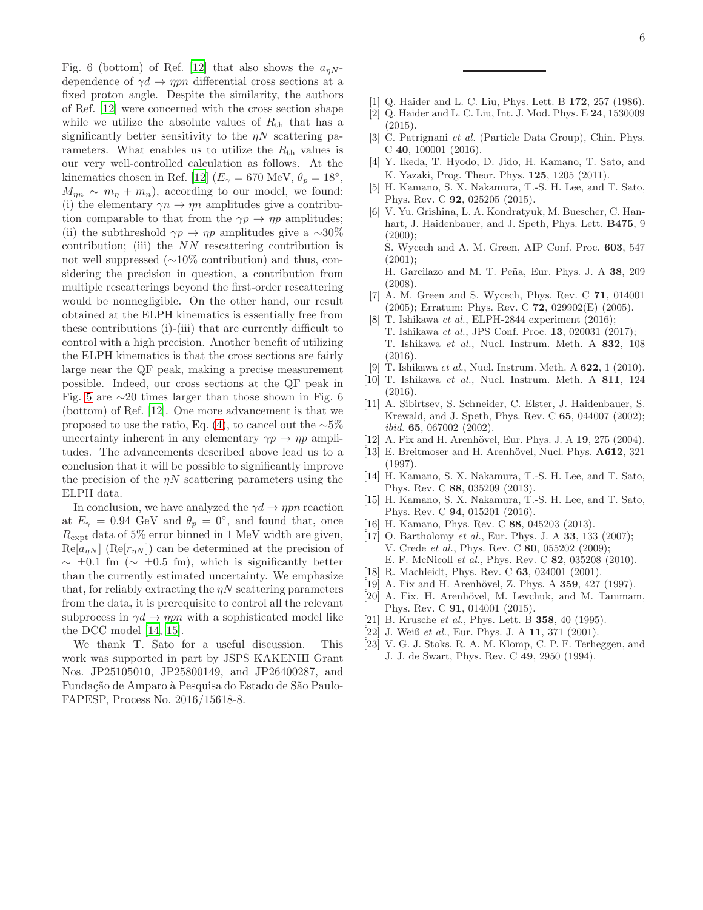Fig. 6 (bottom) of Ref. [12] that also shows the $a_{\eta N}$-dependence of $\gamma d \to \eta pn$ differential cross sections at a fixed proton angle. Despite the similarity, the authors of Ref. [12] were concerned with the cross section shape while we utilize the absolute values of $R_{\rm th}$ that has a significantly better sensitivity to the $\eta N$ scattering parameters. What enables us to utilize the $R_{\rm th}$ values is our very well-controlled calculation as follows. At the kinematics chosen in Ref. [12] ($E_\gamma = 670$ MeV, $\theta_p = 18^\circ$, $M_{\eta n} \sim m_\eta + m_n$), according to our model, we found: (i) the elementary $\gamma n \to \eta n$ amplitudes give a contribution comparable to that from the $\gamma p \to \eta p$ amplitudes; (ii) the subthreshold $\gamma p \to \eta p$ amplitudes give a $\sim$30% contribution; (iii) the $NN$ rescattering contribution is not well suppressed ($\sim$10% contribution) and thus, considering the precision in question, a contribution from multiple rescatterings beyond the first-order rescattering would be nonnegligible. On the other hand, our result obtained at the ELPH kinematics is essentially free from these contributions (i)-(iii) that are currently difficult to control with a high precision. Another benefit of utilizing the ELPH kinematics is that the cross sections are fairly large near the QF peak, making a precise measurement possible. Indeed, our cross sections at the QF peak in Fig. 5 are $\sim$20 times larger than those shown in Fig. 6 (bottom) of Ref. [12]. One more advancement is that we proposed to use the ratio, Eq. (4), to cancel out the $\sim$5% uncertainty inherent in any elementary $\gamma p \to \eta p$ amplitudes. The advancements described above lead us to a conclusion that it will be possible to significantly improve the precision of the $\eta N$ scattering parameters using the ELPH data.

In conclusion, we have analyzed the $\gamma d \to \eta pn$ reaction at $E_\gamma = 0.94$ GeV and $\theta_p = 0^\circ$, and found that, once $R_{\rm expt}$ data of 5% error binned in 1 MeV width are given, $\mathrm{Re}[a_{\eta N}]$ ($\mathrm{Re}[r_{\eta N}]$) can be determined at the precision of $\sim \pm 0.1$ fm ($\sim \pm 0.5$ fm), which is significantly better than the currently estimated uncertainty. We emphasize that, for reliably extracting the $\eta N$ scattering parameters from the data, it is prerequisite to control all the relevant subprocess in $\gamma d \to \eta pn$ with a sophisticated model like the DCC model [14, 15].

We thank T. Sato for a useful discussion. This work was supported in part by JSPS KAKENHI Grant Nos. JP25105010, JP25800149, and JP26400287, and Fundação de Amparo à Pesquisa do Estado de São Paulo-FAPESP, Process No. 2016/15618-8.

---

[1] Q. Haider and L. C. Liu, Phys. Lett. B **172**, 257 (1986).
[2] Q. Haider and L. C. Liu, Int. J. Mod. Phys. E **24**, 1530009 (2015).
[3] C. Patrignani *et al.* (Particle Data Group), Chin. Phys. C **40**, 100001 (2016).
[4] Y. Ikeda, T. Hyodo, D. Jido, H. Kamano, T. Sato, and K. Yazaki, Prog. Theor. Phys. **125**, 1205 (2011).
[5] H. Kamano, S. X. Nakamura, T.-S. H. Lee, and T. Sato, Phys. Rev. C **92**, 025205 (2015).
[6] V. Yu. Grishina, L. A. Kondratyuk, M. Buescher, C. Hanhart, J. Haidenbauer, and J. Speth, Phys. Lett. **B475**, 9 (2000);
S. Wycech and A. M. Green, AIP Conf. Proc. **603**, 547 (2001);
H. Garcilazo and M. T. Peña, Eur. Phys. J. A **38**, 209 (2008).
[7] A. M. Green and S. Wycech, Phys. Rev. C **71**, 014001 (2005); Erratum: Phys. Rev. C **72**, 029902(E) (2005).
[8] T. Ishikawa *et al.*, ELPH-2844 experiment (2016);
T. Ishikawa *et al.*, JPS Conf. Proc. **13**, 020031 (2017);
T. Ishikawa *et al.*, Nucl. Instrum. Meth. A **832**, 108 (2016).
[9] T. Ishikawa *et al.*, Nucl. Instrum. Meth. A **622**, 1 (2010).
[10] T. Ishikawa *et al.*, Nucl. Instrum. Meth. A **811**, 124 (2016).
[11] A. Sibirtsev, S. Schneider, C. Elster, J. Haidenbauer, S. Krewald, and J. Speth, Phys. Rev. C **65**, 044007 (2002); *ibid.* **65**, 067002 (2002).
[12] A. Fix and H. Arenhövel, Eur. Phys. J. A **19**, 275 (2004).
[13] E. Breitmoser and H. Arenhövel, Nucl. Phys. **A612**, 321 (1997).
[14] H. Kamano, S. X. Nakamura, T.-S. H. Lee, and T. Sato, Phys. Rev. C **88**, 035209 (2013).
[15] H. Kamano, S. X. Nakamura, T.-S. H. Lee, and T. Sato, Phys. Rev. C **94**, 015201 (2016).
[16] H. Kamano, Phys. Rev. C **88**, 045203 (2013).
[17] O. Bartholomy *et al.*, Eur. Phys. J. A **33**, 133 (2007);
V. Crede *et al.*, Phys. Rev. C **80**, 055202 (2009);
E. F. McNicoll *et al.*, Phys. Rev. C **82**, 035208 (2010).
[18] R. Machleidt, Phys. Rev. C **63**, 024001 (2001).
[19] A. Fix and H. Arenhövel, Z. Phys. A **359**, 427 (1997).
[20] A. Fix, H. Arenhövel, M. Levchuk, and M. Tammam, Phys. Rev. C **91**, 014001 (2015).
[21] B. Krusche *et al.*, Phys. Lett. B **358**, 40 (1995).
[22] J. Weiß *et al.*, Eur. Phys. J. A **11**, 371 (2001).
[23] V. G. J. Stoks, R. A. M. Klomp, C. P. F. Terheggen, and J. J. de Swart, Phys. Rev. C **49**, 2950 (1994).